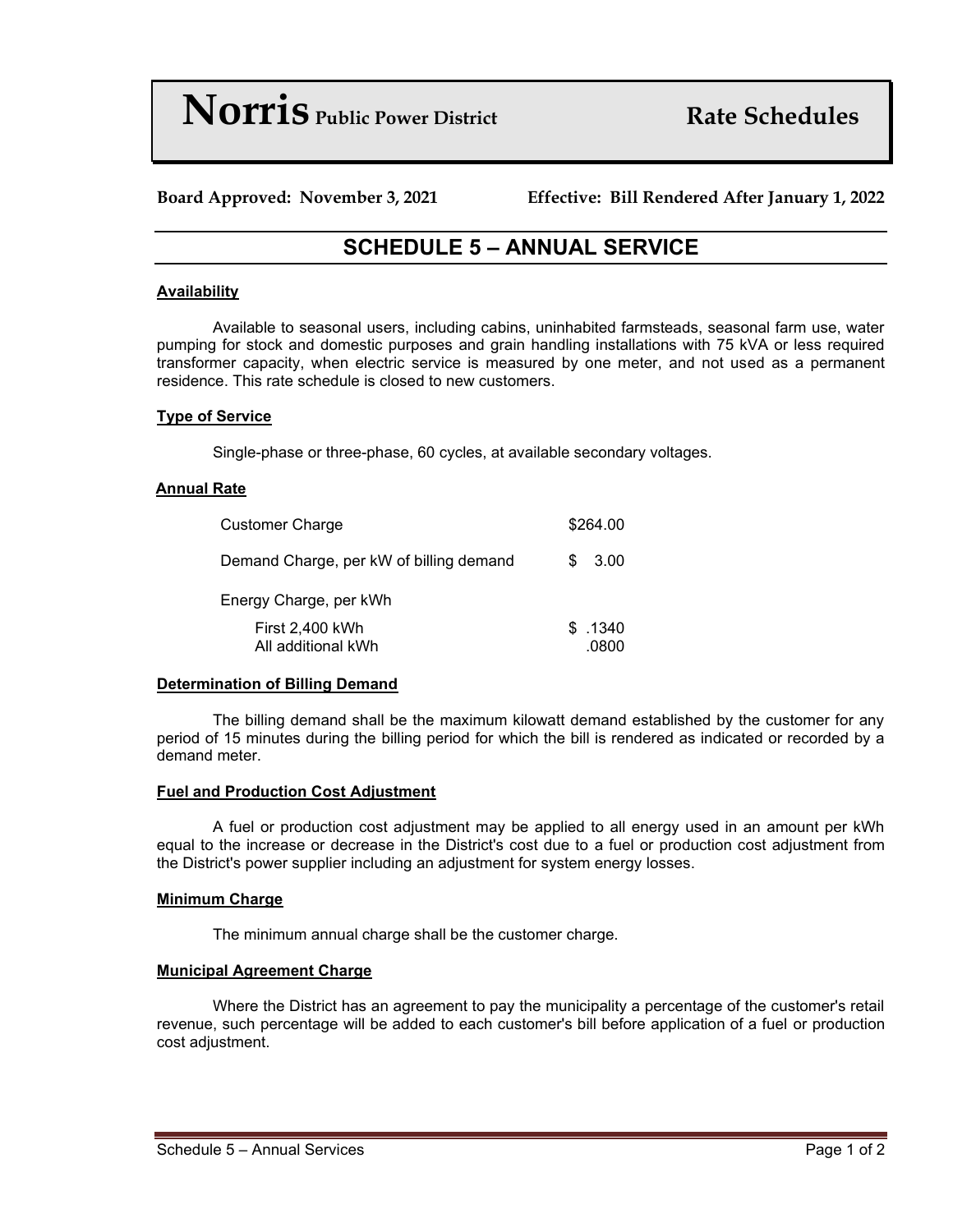# **Norris** Public Power District — Rate Schedules

**Board Approved: November 3, 2021** **Effective: Bill Rendered After January 1, 2022**

## SCHEDULE 5 – ANNUAL SERVICE

### Availability

Available to seasonal users, including cabins, uninhabited farmsteads, seasonal farm use, water pumping for stock and domestic purposes and grain handling installations with 75 kVA or less required transformer capacity, when electric service is measured by one meter, and not used as a permanent residence. This rate schedule is closed to new customers.

### Type of Service

Single-phase or three-phase, 60 cycles, at available secondary voltages.

### Annual Rate

| | |
|---|---|
| Customer Charge | $264.00 |
| Demand Charge, per kW of billing demand | $ 3.00 |
| Energy Charge, per kWh | |
| First 2,400 kWh | $ .1340 |
| All additional kWh | .0800 |

### Determination of Billing Demand

The billing demand shall be the maximum kilowatt demand established by the customer for any period of 15 minutes during the billing period for which the bill is rendered as indicated or recorded by a demand meter.

### Fuel and Production Cost Adjustment

A fuel or production cost adjustment may be applied to all energy used in an amount per kWh equal to the increase or decrease in the District's cost due to a fuel or production cost adjustment from the District's power supplier including an adjustment for system energy losses.

### Minimum Charge

The minimum annual charge shall be the customer charge.

### Municipal Agreement Charge

Where the District has an agreement to pay the municipality a percentage of the customer's retail revenue, such percentage will be added to each customer's bill before application of a fuel or production cost adjustment.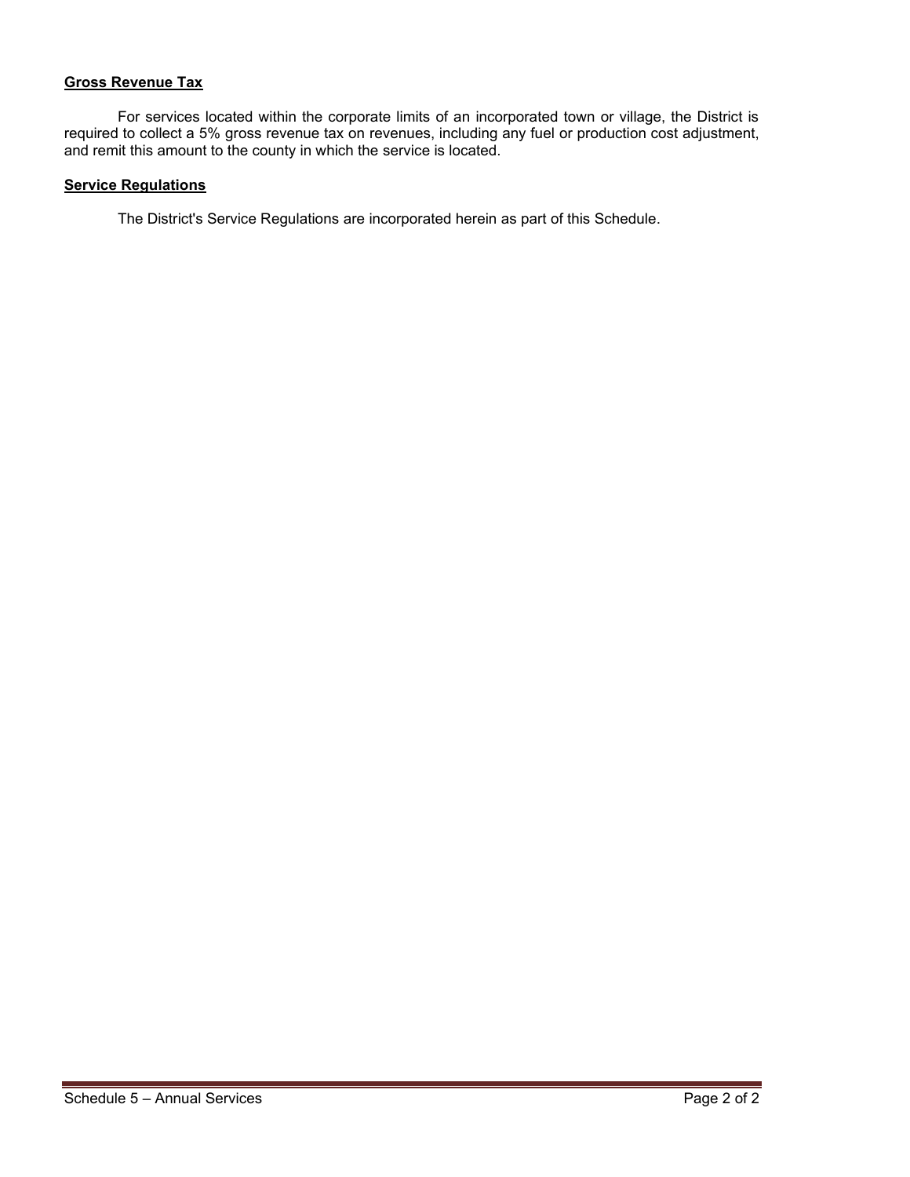**Gross Revenue Tax**

For services located within the corporate limits of an incorporated town or village, the District is required to collect a 5% gross revenue tax on revenues, including any fuel or production cost adjustment, and remit this amount to the county in which the service is located.

**Service Regulations**

The District's Service Regulations are incorporated herein as part of this Schedule.